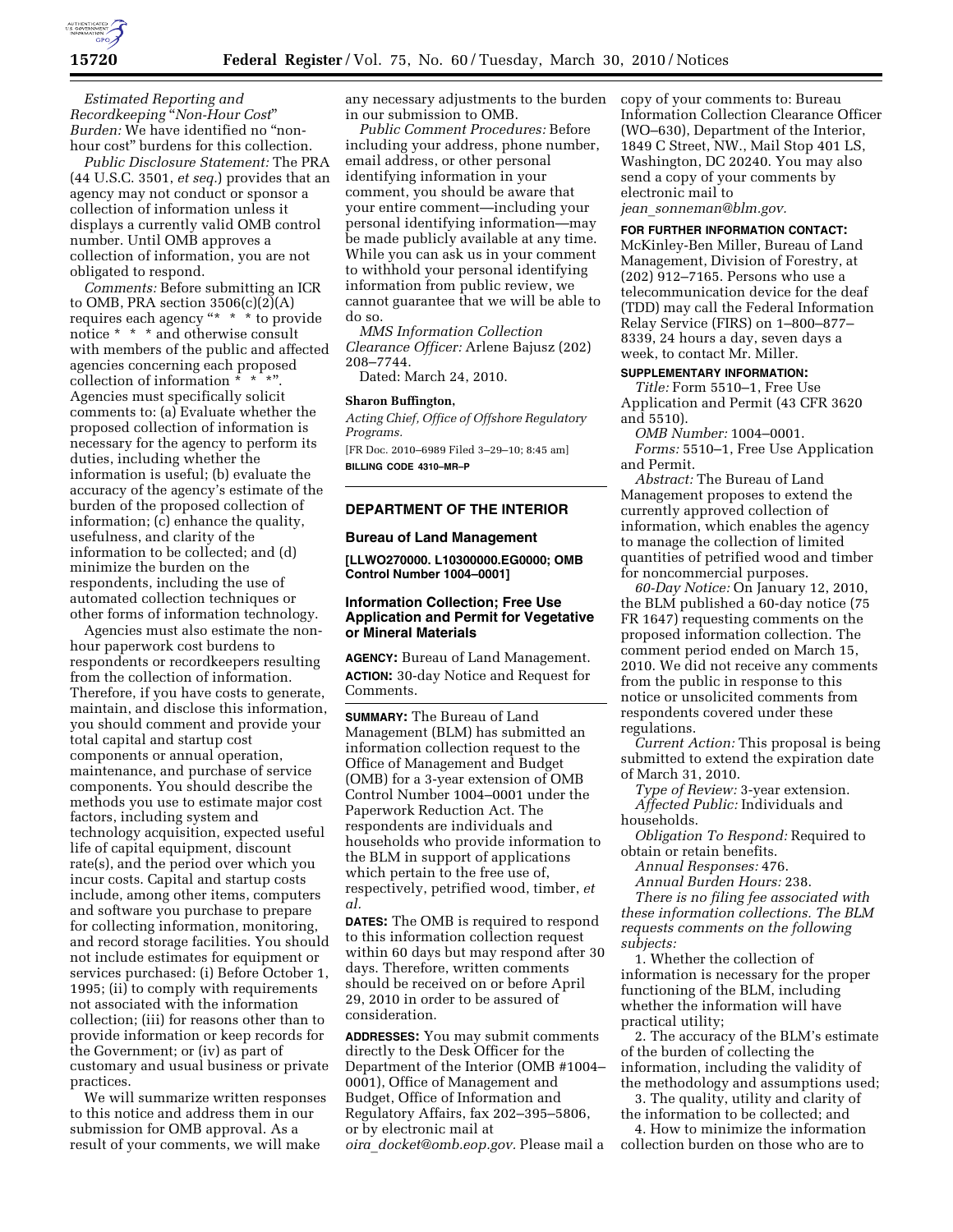*Estimated Reporting and Recordkeeping "Non-Hour Cost" Burden:* We have identified no "non-hour cost" burdens for this collection.

*Public Disclosure Statement:* The PRA (44 U.S.C. 3501, *et seq.*) provides that an agency may not conduct or sponsor a collection of information unless it displays a currently valid OMB control number. Until OMB approves a collection of information, you are not obligated to respond.

*Comments:* Before submitting an ICR to OMB, PRA section 3506(c)(2)(A) requires each agency "* * * to provide notice * * * and otherwise consult with members of the public and affected agencies concerning each proposed collection of information * * *". Agencies must specifically solicit comments to: (a) Evaluate whether the proposed collection of information is necessary for the agency to perform its duties, including whether the information is useful; (b) evaluate the accuracy of the agency's estimate of the burden of the proposed collection of information; (c) enhance the quality, usefulness, and clarity of the information to be collected; and (d) minimize the burden on the respondents, including the use of automated collection techniques or other forms of information technology.

Agencies must also estimate the non-hour paperwork cost burdens to respondents or recordkeepers resulting from the collection of information. Therefore, if you have costs to generate, maintain, and disclose this information, you should comment and provide your total capital and startup cost components or annual operation, maintenance, and purchase of service components. You should describe the methods you use to estimate major cost factors, including system and technology acquisition, expected useful life of capital equipment, discount rate(s), and the period over which you incur costs. Capital and startup costs include, among other items, computers and software you purchase to prepare for collecting information, monitoring, and record storage facilities. You should not include estimates for equipment or services purchased: (i) Before October 1, 1995; (ii) to comply with requirements not associated with the information collection; (iii) for reasons other than to provide information or keep records for the Government; or (iv) as part of customary and usual business or private practices.

We will summarize written responses to this notice and address them in our submission for OMB approval. As a result of your comments, we will make any necessary adjustments to the burden in our submission to OMB.

*Public Comment Procedures:* Before including your address, phone number, email address, or other personal identifying information in your comment, you should be aware that your entire comment—including your personal identifying information—may be made publicly available at any time. While you can ask us in your comment to withhold your personal identifying information from public review, we cannot guarantee that we will be able to do so.

*MMS Information Collection Clearance Officer:* Arlene Bajusz (202) 208–7744.

Dated: March 24, 2010.

**Sharon Buffington,**

*Acting Chief, Office of Offshore Regulatory Programs.*

[FR Doc. 2010–6989 Filed 3–29–10; 8:45 am]

**BILLING CODE 4310–MR–P**

## DEPARTMENT OF THE INTERIOR

### Bureau of Land Management

**[LLWO270000. L10300000.EG0000; OMB Control Number 1004–0001]**

### Information Collection; Free Use Application and Permit for Vegetative or Mineral Materials

**AGENCY:** Bureau of Land Management.

**ACTION:** 30-day Notice and Request for Comments.

**SUMMARY:** The Bureau of Land Management (BLM) has submitted an information collection request to the Office of Management and Budget (OMB) for a 3-year extension of OMB Control Number 1004–0001 under the Paperwork Reduction Act. The respondents are individuals and households who provide information to the BLM in support of applications which pertain to the free use of, respectively, petrified wood, timber, *et al.*

**DATES:** The OMB is required to respond to this information collection request within 60 days but may respond after 30 days. Therefore, written comments should be received on or before April 29, 2010 in order to be assured of consideration.

**ADDRESSES:** You may submit comments directly to the Desk Officer for the Department of the Interior (OMB #1004–0001), Office of Management and Budget, Office of Information and Regulatory Affairs, fax 202–395–5806, or by electronic mail at *oira_docket@omb.eop.gov*. Please mail a copy of your comments to: Bureau Information Collection Clearance Officer (WO–630), Department of the Interior, 1849 C Street, NW., Mail Stop 401 LS, Washington, DC 20240. You may also send a copy of your comments by electronic mail to *jean_sonneman@blm.gov*.

**FOR FURTHER INFORMATION CONTACT:** McKinley-Ben Miller, Bureau of Land Management, Division of Forestry, at (202) 912–7165. Persons who use a telecommunication device for the deaf (TDD) may call the Federal Information Relay Service (FIRS) on 1–800–877–8339, 24 hours a day, seven days a week, to contact Mr. Miller.

**SUPPLEMENTARY INFORMATION:**

*Title:* Form 5510–1, Free Use Application and Permit (43 CFR 3620 and 5510).

*OMB Number:* 1004–0001.

*Forms:* 5510–1, Free Use Application and Permit.

*Abstract:* The Bureau of Land Management proposes to extend the currently approved collection of information, which enables the agency to manage the collection of limited quantities of petrified wood and timber for noncommercial purposes.

*60-Day Notice:* On January 12, 2010, the BLM published a 60-day notice (75 FR 1647) requesting comments on the proposed information collection. The comment period ended on March 15, 2010. We did not receive any comments from the public in response to this notice or unsolicited comments from respondents covered under these regulations.

*Current Action:* This proposal is being submitted to extend the expiration date of March 31, 2010.

*Type of Review:* 3-year extension.

*Affected Public:* Individuals and households.

*Obligation To Respond:* Required to obtain or retain benefits.

*Annual Responses:* 476.

*Annual Burden Hours:* 238.

*There is no filing fee associated with these information collections. The BLM requests comments on the following subjects:*

1. Whether the collection of information is necessary for the proper functioning of the BLM, including whether the information will have practical utility;

2. The accuracy of the BLM's estimate of the burden of collecting the information, including the validity of the methodology and assumptions used;

3. The quality, utility and clarity of the information to be collected; and

4. How to minimize the information collection burden on those who are to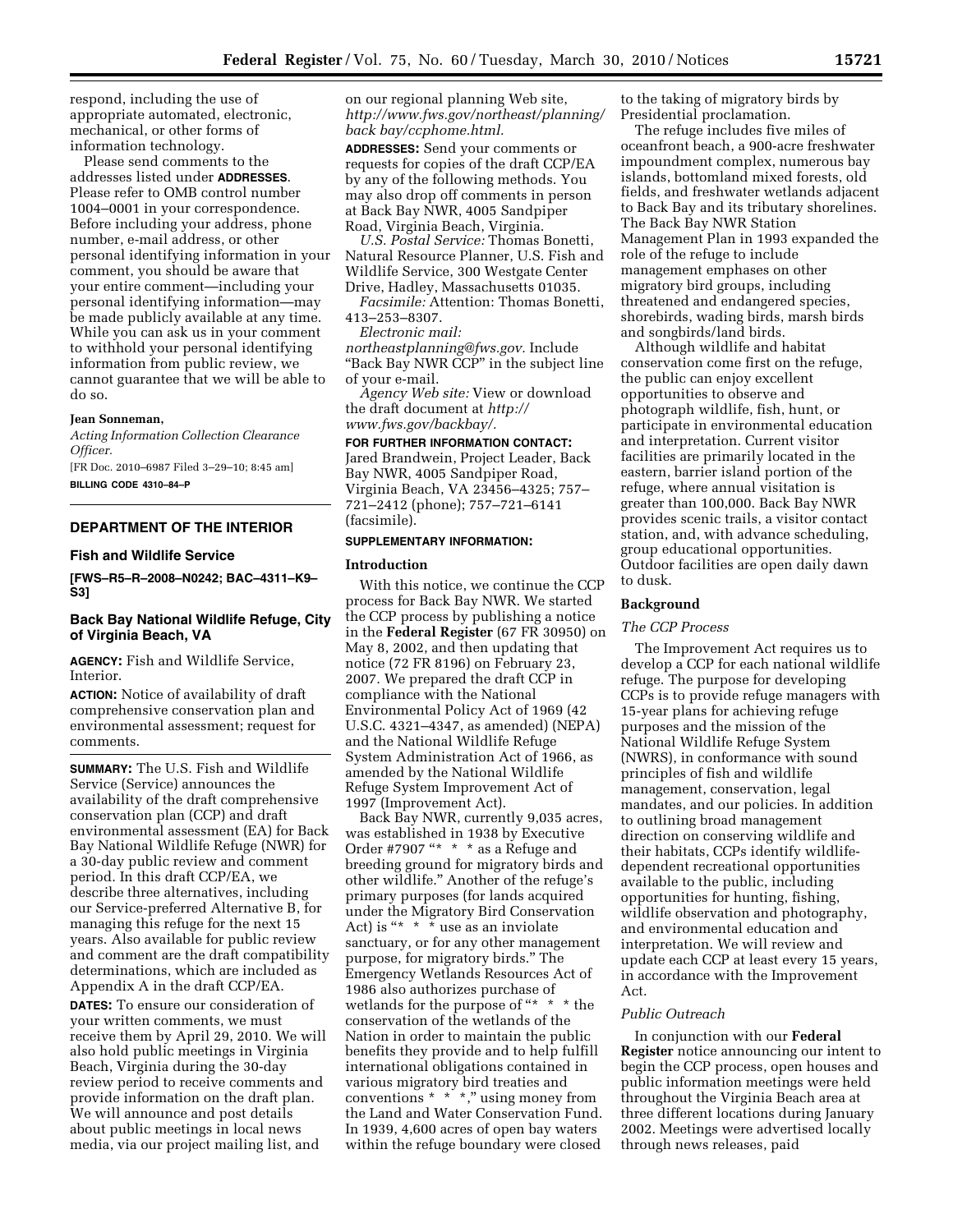respond, including the use of appropriate automated, electronic, mechanical, or other forms of information technology.

Please send comments to the addresses listed under **ADDRESSES**. Please refer to OMB control number 1004–0001 in your correspondence. Before including your address, phone number, e-mail address, or other personal identifying information in your comment, you should be aware that your entire comment—including your personal identifying information—may be made publicly available at any time. While you can ask us in your comment to withhold your personal identifying information from public review, we cannot guarantee that we will be able to do so.

**Jean Sonneman,**

*Acting Information Collection Clearance Officer.*

[FR Doc. 2010–6987 Filed 3–29–10; 8:45 am]

**BILLING CODE 4310–84–P**

## DEPARTMENT OF THE INTERIOR

### Fish and Wildlife Service

**[FWS–R5–R–2008–N0242; BAC–4311–K9–S3]**

### Back Bay National Wildlife Refuge, City of Virginia Beach, VA

**AGENCY:** Fish and Wildlife Service, Interior.

**ACTION:** Notice of availability of draft comprehensive conservation plan and environmental assessment; request for comments.

**SUMMARY:** The U.S. Fish and Wildlife Service (Service) announces the availability of the draft comprehensive conservation plan (CCP) and draft environmental assessment (EA) for Back Bay National Wildlife Refuge (NWR) for a 30-day public review and comment period. In this draft CCP/EA, we describe three alternatives, including our Service-preferred Alternative B, for managing this refuge for the next 15 years. Also available for public review and comment are the draft compatibility determinations, which are included as Appendix A in the draft CCP/EA.

**DATES:** To ensure our consideration of your written comments, we must receive them by April 29, 2010. We will also hold public meetings in Virginia Beach, Virginia during the 30-day review period to receive comments and provide information on the draft plan. We will announce and post details about public meetings in local news media, via our project mailing list, and on our regional planning Web site, *http://www.fws.gov/northeast/planning/back bay/ccphome.html.*

**ADDRESSES:** Send your comments or requests for copies of the draft CCP/EA by any of the following methods. You may also drop off comments in person at Back Bay NWR, 4005 Sandpiper Road, Virginia Beach, Virginia.

*U.S. Postal Service:* Thomas Bonetti, Natural Resource Planner, U.S. Fish and Wildlife Service, 300 Westgate Center Drive, Hadley, Massachusetts 01035.

*Facsimile:* Attention: Thomas Bonetti, 413–253–8307.

*Electronic mail: northeastplanning@fws.gov.* Include "Back Bay NWR CCP" in the subject line of your e-mail.

*Agency Web site:* View or download the draft document at *http://www.fws.gov/backbay/.*

**FOR FURTHER INFORMATION CONTACT:** Jared Brandwein, Project Leader, Back Bay NWR, 4005 Sandpiper Road, Virginia Beach, VA 23456–4325; 757–721–2412 (phone); 757–721–6141 (facsimile).

**SUPPLEMENTARY INFORMATION:**

#### Introduction

With this notice, we continue the CCP process for Back Bay NWR. We started the CCP process by publishing a notice in the **Federal Register** (67 FR 30950) on May 8, 2002, and then updating that notice (72 FR 8196) on February 23, 2007. We prepared the draft CCP in compliance with the National Environmental Policy Act of 1969 (42 U.S.C. 4321–4347, as amended) (NEPA) and the National Wildlife Refuge System Administration Act of 1966, as amended by the National Wildlife Refuge System Improvement Act of 1997 (Improvement Act).

Back Bay NWR, currently 9,035 acres, was established in 1938 by Executive Order #7907 "* * * as a Refuge and breeding ground for migratory birds and other wildlife." Another of the refuge's primary purposes (for lands acquired under the Migratory Bird Conservation Act) is "* * * use as an inviolate sanctuary, or for any other management purpose, for migratory birds." The Emergency Wetlands Resources Act of 1986 also authorizes purchase of wetlands for the purpose of "* * * the conservation of the wetlands of the Nation in order to maintain the public benefits they provide and to help fulfill international obligations contained in various migratory bird treaties and conventions * * *," using money from the Land and Water Conservation Fund. In 1939, 4,600 acres of open bay waters within the refuge boundary were closed to the taking of migratory birds by Presidential proclamation.

The refuge includes five miles of oceanfront beach, a 900-acre freshwater impoundment complex, numerous bay islands, bottomland mixed forests, old fields, and freshwater wetlands adjacent to Back Bay and its tributary shorelines. The Back Bay NWR Station Management Plan in 1993 expanded the role of the refuge to include management emphases on other migratory bird groups, including threatened and endangered species, shorebirds, wading birds, marsh birds and songbirds/land birds.

Although wildlife and habitat conservation come first on the refuge, the public can enjoy excellent opportunities to observe and photograph wildlife, fish, hunt, or participate in environmental education and interpretation. Current visitor facilities are primarily located in the eastern, barrier island portion of the refuge, where annual visitation is greater than 100,000. Back Bay NWR provides scenic trails, a visitor contact station, and, with advance scheduling, group educational opportunities. Outdoor facilities are open daily dawn to dusk.

#### Background

##### *The CCP Process*

The Improvement Act requires us to develop a CCP for each national wildlife refuge. The purpose for developing CCPs is to provide refuge managers with 15-year plans for achieving refuge purposes and the mission of the National Wildlife Refuge System (NWRS), in conformance with sound principles of fish and wildlife management, conservation, legal mandates, and our policies. In addition to outlining broad management direction on conserving wildlife and their habitats, CCPs identify wildlife-dependent recreational opportunities available to the public, including opportunities for hunting, fishing, wildlife observation and photography, and environmental education and interpretation. We will review and update each CCP at least every 15 years, in accordance with the Improvement Act.

##### *Public Outreach*

In conjunction with our **Federal Register** notice announcing our intent to begin the CCP process, open houses and public information meetings were held throughout the Virginia Beach area at three different locations during January 2002. Meetings were advertised locally through news releases, paid